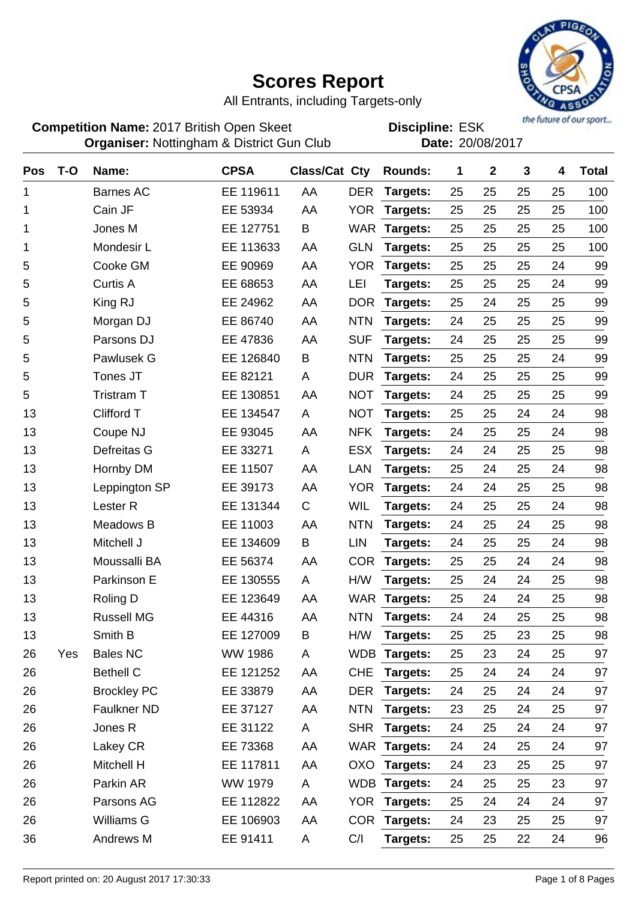# Scores Report

All Entrants, including Targets-only

**Competition Name:** 2017 British Open Skeet  **Discipline:** ESK
**Organiser:** Nottingham & District Gun Club  **Date:** 20/08/2017

| Pos | T-O | Name: | CPSA | Class/Cat | Cty | Rounds: | 1 | 2 | 3 | 4 | Total |
|---|---|---|---|---|---|---|---|---|---|---|---|
| 1 | | Barnes AC | EE 119611 | AA | DER | Targets: | 25 | 25 | 25 | 25 | 100 |
| 1 | | Cain JF | EE 53934 | AA | YOR | Targets: | 25 | 25 | 25 | 25 | 100 |
| 1 | | Jones M | EE 127751 | B | WAR | Targets: | 25 | 25 | 25 | 25 | 100 |
| 1 | | Mondesir L | EE 113633 | AA | GLN | Targets: | 25 | 25 | 25 | 25 | 100 |
| 5 | | Cooke GM | EE 90969 | AA | YOR | Targets: | 25 | 25 | 25 | 24 | 99 |
| 5 | | Curtis A | EE 68653 | AA | LEI | Targets: | 25 | 25 | 25 | 24 | 99 |
| 5 | | King RJ | EE 24962 | AA | DOR | Targets: | 25 | 24 | 25 | 25 | 99 |
| 5 | | Morgan DJ | EE 86740 | AA | NTN | Targets: | 24 | 25 | 25 | 25 | 99 |
| 5 | | Parsons DJ | EE 47836 | AA | SUF | Targets: | 24 | 25 | 25 | 25 | 99 |
| 5 | | Pawlusek G | EE 126840 | B | NTN | Targets: | 25 | 25 | 25 | 24 | 99 |
| 5 | | Tones JT | EE 82121 | A | DUR | Targets: | 24 | 25 | 25 | 25 | 99 |
| 5 | | Tristram T | EE 130851 | AA | NOT | Targets: | 24 | 25 | 25 | 25 | 99 |
| 13 | | Clifford T | EE 134547 | A | NOT | Targets: | 25 | 25 | 24 | 24 | 98 |
| 13 | | Coupe NJ | EE 93045 | AA | NFK | Targets: | 24 | 25 | 25 | 24 | 98 |
| 13 | | Defreitas G | EE 33271 | A | ESX | Targets: | 24 | 24 | 25 | 25 | 98 |
| 13 | | Hornby DM | EE 11507 | AA | LAN | Targets: | 25 | 24 | 25 | 24 | 98 |
| 13 | | Leppington SP | EE 39173 | AA | YOR | Targets: | 24 | 24 | 25 | 25 | 98 |
| 13 | | Lester R | EE 131344 | C | WIL | Targets: | 24 | 25 | 25 | 24 | 98 |
| 13 | | Meadows B | EE 11003 | AA | NTN | Targets: | 24 | 25 | 24 | 25 | 98 |
| 13 | | Mitchell J | EE 134609 | B | LIN | Targets: | 24 | 25 | 25 | 24 | 98 |
| 13 | | Moussalli BA | EE 56374 | AA | COR | Targets: | 25 | 25 | 24 | 24 | 98 |
| 13 | | Parkinson E | EE 130555 | A | H/W | Targets: | 25 | 24 | 24 | 25 | 98 |
| 13 | | Roling D | EE 123649 | AA | WAR | Targets: | 25 | 24 | 24 | 25 | 98 |
| 13 | | Russell MG | EE 44316 | AA | NTN | Targets: | 24 | 24 | 25 | 25 | 98 |
| 13 | | Smith B | EE 127009 | B | H/W | Targets: | 25 | 25 | 23 | 25 | 98 |
| 26 | Yes | Bales NC | WW 1986 | A | WDB | Targets: | 25 | 23 | 24 | 25 | 97 |
| 26 | | Bethell C | EE 121252 | AA | CHE | Targets: | 25 | 24 | 24 | 24 | 97 |
| 26 | | Brockley PC | EE 33879 | AA | DER | Targets: | 24 | 25 | 24 | 24 | 97 |
| 26 | | Faulkner ND | EE 37127 | AA | NTN | Targets: | 23 | 25 | 24 | 25 | 97 |
| 26 | | Jones R | EE 31122 | A | SHR | Targets: | 24 | 25 | 24 | 24 | 97 |
| 26 | | Lakey CR | EE 73368 | AA | WAR | Targets: | 24 | 24 | 25 | 24 | 97 |
| 26 | | Mitchell H | EE 117811 | AA | OXO | Targets: | 24 | 23 | 25 | 25 | 97 |
| 26 | | Parkin AR | WW 1979 | A | WDB | Targets: | 24 | 25 | 25 | 23 | 97 |
| 26 | | Parsons AG | EE 112822 | AA | YOR | Targets: | 25 | 24 | 24 | 24 | 97 |
| 26 | | Williams G | EE 106903 | AA | COR | Targets: | 24 | 23 | 25 | 25 | 97 |
| 36 | | Andrews M | EE 91411 | A | C/I | Targets: | 25 | 25 | 22 | 24 | 96 |

Report printed on: 20 August 2017 17:30:33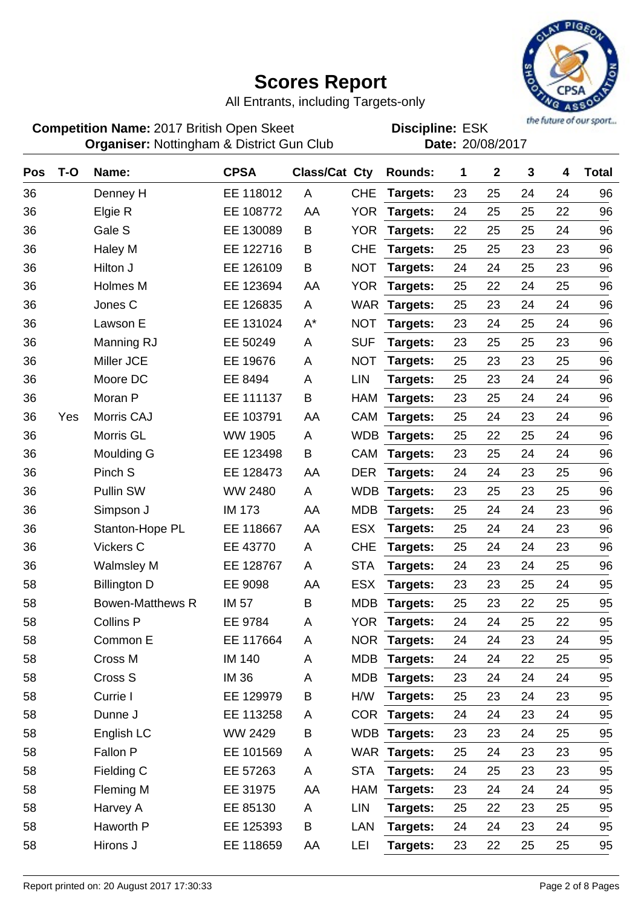# Scores Report

All Entrants, including Targets-only

**Competition Name:** 2017 British Open Skeet  **Discipline:** ESK
**Organiser:** Nottingham & District Gun Club  **Date:** 20/08/2017

| Pos | T-O | Name: | CPSA | Class/Cat | Cty | Rounds: | 1 | 2 | 3 | 4 | Total |
|---|---|---|---|---|---|---|---|---|---|---|---|
| 36 | | Denney H | EE 118012 | A | CHE | Targets: | 23 | 25 | 24 | 24 | 96 |
| 36 | | Elgie R | EE 108772 | AA | YOR | Targets: | 24 | 25 | 25 | 22 | 96 |
| 36 | | Gale S | EE 130089 | B | YOR | Targets: | 22 | 25 | 25 | 24 | 96 |
| 36 | | Haley M | EE 122716 | B | CHE | Targets: | 25 | 25 | 23 | 23 | 96 |
| 36 | | Hilton J | EE 126109 | B | NOT | Targets: | 24 | 24 | 25 | 23 | 96 |
| 36 | | Holmes M | EE 123694 | AA | YOR | Targets: | 25 | 22 | 24 | 25 | 96 |
| 36 | | Jones C | EE 126835 | A | WAR | Targets: | 25 | 23 | 24 | 24 | 96 |
| 36 | | Lawson E | EE 131024 | A* | NOT | Targets: | 23 | 24 | 25 | 24 | 96 |
| 36 | | Manning RJ | EE 50249 | A | SUF | Targets: | 23 | 25 | 25 | 23 | 96 |
| 36 | | Miller JCE | EE 19676 | A | NOT | Targets: | 25 | 23 | 23 | 25 | 96 |
| 36 | | Moore DC | EE 8494 | A | LIN | Targets: | 25 | 23 | 24 | 24 | 96 |
| 36 | | Moran P | EE 111137 | B | HAM | Targets: | 23 | 25 | 24 | 24 | 96 |
| 36 | Yes | Morris CAJ | EE 103791 | AA | CAM | Targets: | 25 | 24 | 23 | 24 | 96 |
| 36 | | Morris GL | WW 1905 | A | WDB | Targets: | 25 | 22 | 25 | 24 | 96 |
| 36 | | Moulding G | EE 123498 | B | CAM | Targets: | 23 | 25 | 24 | 24 | 96 |
| 36 | | Pinch S | EE 128473 | AA | DER | Targets: | 24 | 24 | 23 | 25 | 96 |
| 36 | | Pullin SW | WW 2480 | A | WDB | Targets: | 23 | 25 | 23 | 25 | 96 |
| 36 | | Simpson J | IM 173 | AA | MDB | Targets: | 25 | 24 | 24 | 23 | 96 |
| 36 | | Stanton-Hope PL | EE 118667 | AA | ESX | Targets: | 25 | 24 | 24 | 23 | 96 |
| 36 | | Vickers C | EE 43770 | A | CHE | Targets: | 25 | 24 | 24 | 23 | 96 |
| 36 | | Walmsley M | EE 128767 | A | STA | Targets: | 24 | 23 | 24 | 25 | 96 |
| 58 | | Billington D | EE 9098 | AA | ESX | Targets: | 23 | 23 | 25 | 24 | 95 |
| 58 | | Bowen-Matthews R | IM 57 | B | MDB | Targets: | 25 | 23 | 22 | 25 | 95 |
| 58 | | Collins P | EE 9784 | A | YOR | Targets: | 24 | 24 | 25 | 22 | 95 |
| 58 | | Common E | EE 117664 | A | NOR | Targets: | 24 | 24 | 23 | 24 | 95 |
| 58 | | Cross M | IM 140 | A | MDB | Targets: | 24 | 24 | 22 | 25 | 95 |
| 58 | | Cross S | IM 36 | A | MDB | Targets: | 23 | 24 | 24 | 24 | 95 |
| 58 | | Currie I | EE 129979 | B | H/W | Targets: | 25 | 23 | 24 | 23 | 95 |
| 58 | | Dunne J | EE 113258 | A | COR | Targets: | 24 | 24 | 23 | 24 | 95 |
| 58 | | English LC | WW 2429 | B | WDB | Targets: | 23 | 23 | 24 | 25 | 95 |
| 58 | | Fallon P | EE 101569 | A | WAR | Targets: | 25 | 24 | 23 | 23 | 95 |
| 58 | | Fielding C | EE 57263 | A | STA | Targets: | 24 | 25 | 23 | 23 | 95 |
| 58 | | Fleming M | EE 31975 | AA | HAM | Targets: | 23 | 24 | 24 | 24 | 95 |
| 58 | | Harvey A | EE 85130 | A | LIN | Targets: | 25 | 22 | 23 | 25 | 95 |
| 58 | | Haworth P | EE 125393 | B | LAN | Targets: | 24 | 24 | 23 | 24 | 95 |
| 58 | | Hirons J | EE 118659 | AA | LEI | Targets: | 23 | 22 | 25 | 25 | 95 |

Report printed on: 20 August 2017 17:30:33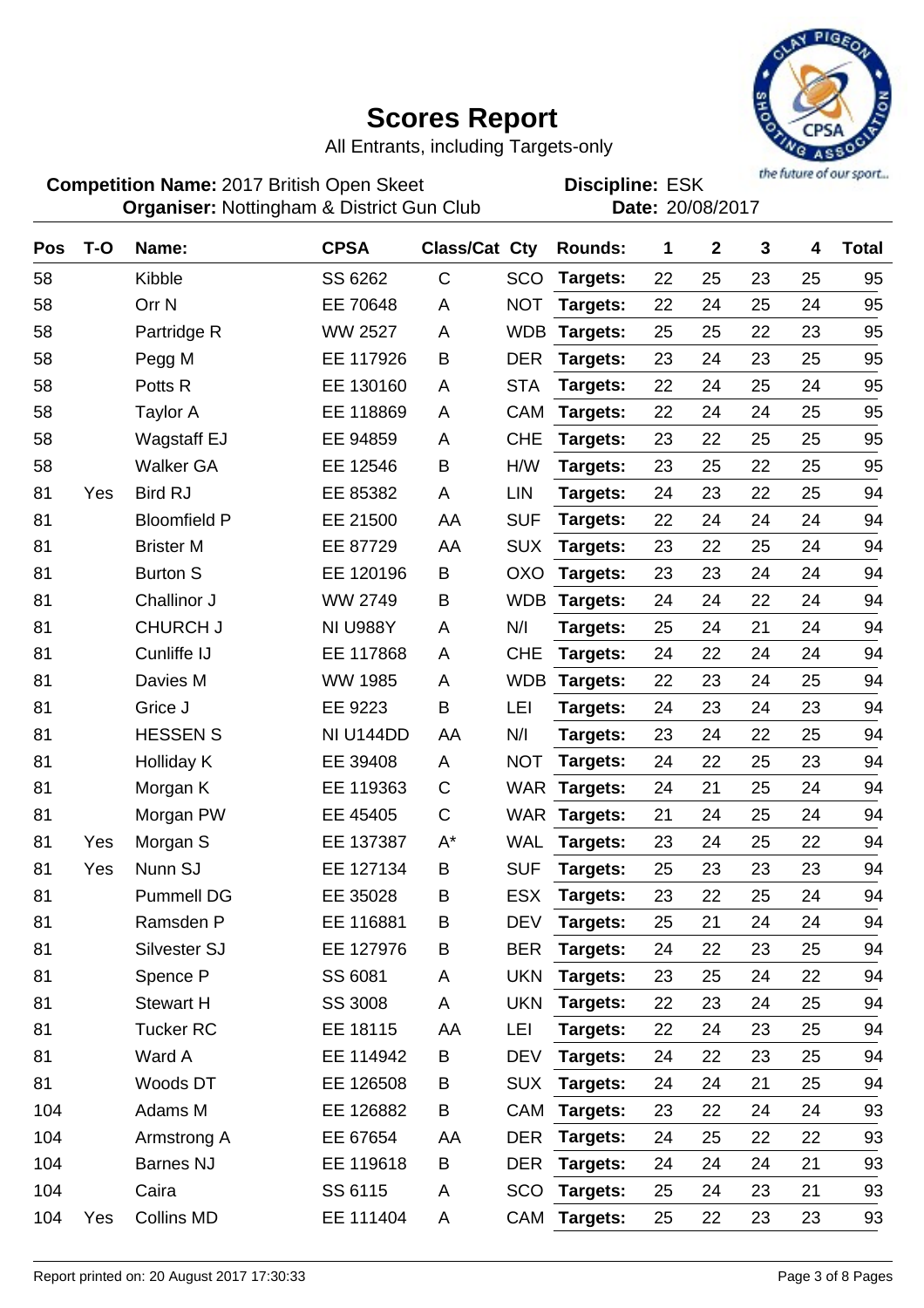# Scores Report

All Entrants, including Targets-only

**Competition Name:** 2017 British Open Skeet
**Organiser:** Nottingham & District Gun Club

**Discipline:** ESK
**Date:** 20/08/2017

| Pos | T-O | Name: | CPSA | Class/Cat | Cty | Rounds: | 1 | 2 | 3 | 4 | Total |
|---|---|---|---|---|---|---|---|---|---|---|---|
| 58 | | Kibble | SS 6262 | C | SCO | Targets: | 22 | 25 | 23 | 25 | 95 |
| 58 | | Orr N | EE 70648 | A | NOT | Targets: | 22 | 24 | 25 | 24 | 95 |
| 58 | | Partridge R | WW 2527 | A | WDB | Targets: | 25 | 25 | 22 | 23 | 95 |
| 58 | | Pegg M | EE 117926 | B | DER | Targets: | 23 | 24 | 23 | 25 | 95 |
| 58 | | Potts R | EE 130160 | A | STA | Targets: | 22 | 24 | 25 | 24 | 95 |
| 58 | | Taylor A | EE 118869 | A | CAM | Targets: | 22 | 24 | 24 | 25 | 95 |
| 58 | | Wagstaff EJ | EE 94859 | A | CHE | Targets: | 23 | 22 | 25 | 25 | 95 |
| 58 | | Walker GA | EE 12546 | B | H/W | Targets: | 23 | 25 | 22 | 25 | 95 |
| 81 | Yes | Bird RJ | EE 85382 | A | LIN | Targets: | 24 | 23 | 22 | 25 | 94 |
| 81 | | Bloomfield P | EE 21500 | AA | SUF | Targets: | 22 | 24 | 24 | 24 | 94 |
| 81 | | Brister M | EE 87729 | AA | SUX | Targets: | 23 | 22 | 25 | 24 | 94 |
| 81 | | Burton S | EE 120196 | B | OXO | Targets: | 23 | 23 | 24 | 24 | 94 |
| 81 | | Challinor J | WW 2749 | B | WDB | Targets: | 24 | 24 | 22 | 24 | 94 |
| 81 | | CHURCH J | NI U988Y | A | N/I | Targets: | 25 | 24 | 21 | 24 | 94 |
| 81 | | Cunliffe IJ | EE 117868 | A | CHE | Targets: | 24 | 22 | 24 | 24 | 94 |
| 81 | | Davies M | WW 1985 | A | WDB | Targets: | 22 | 23 | 24 | 25 | 94 |
| 81 | | Grice J | EE 9223 | B | LEI | Targets: | 24 | 23 | 24 | 23 | 94 |
| 81 | | HESSEN S | NI U144DD | AA | N/I | Targets: | 23 | 24 | 22 | 25 | 94 |
| 81 | | Holliday K | EE 39408 | A | NOT | Targets: | 24 | 22 | 25 | 23 | 94 |
| 81 | | Morgan K | EE 119363 | C | WAR | Targets: | 24 | 21 | 25 | 24 | 94 |
| 81 | | Morgan PW | EE 45405 | C | WAR | Targets: | 21 | 24 | 25 | 24 | 94 |
| 81 | Yes | Morgan S | EE 137387 | A* | WAL | Targets: | 23 | 24 | 25 | 22 | 94 |
| 81 | Yes | Nunn SJ | EE 127134 | B | SUF | Targets: | 25 | 23 | 23 | 23 | 94 |
| 81 | | Pummell DG | EE 35028 | B | ESX | Targets: | 23 | 22 | 25 | 24 | 94 |
| 81 | | Ramsden P | EE 116881 | B | DEV | Targets: | 25 | 21 | 24 | 24 | 94 |
| 81 | | Silvester SJ | EE 127976 | B | BER | Targets: | 24 | 22 | 23 | 25 | 94 |
| 81 | | Spence P | SS 6081 | A | UKN | Targets: | 23 | 25 | 24 | 22 | 94 |
| 81 | | Stewart H | SS 3008 | A | UKN | Targets: | 22 | 23 | 24 | 25 | 94 |
| 81 | | Tucker RC | EE 18115 | AA | LEI | Targets: | 22 | 24 | 23 | 25 | 94 |
| 81 | | Ward A | EE 114942 | B | DEV | Targets: | 24 | 22 | 23 | 25 | 94 |
| 81 | | Woods DT | EE 126508 | B | SUX | Targets: | 24 | 24 | 21 | 25 | 94 |
| 104 | | Adams M | EE 126882 | B | CAM | Targets: | 23 | 22 | 24 | 24 | 93 |
| 104 | | Armstrong A | EE 67654 | AA | DER | Targets: | 24 | 25 | 22 | 22 | 93 |
| 104 | | Barnes NJ | EE 119618 | B | DER | Targets: | 24 | 24 | 24 | 21 | 93 |
| 104 | | Caira | SS 6115 | A | SCO | Targets: | 25 | 24 | 23 | 21 | 93 |
| 104 | Yes | Collins MD | EE 111404 | A | CAM | Targets: | 25 | 22 | 23 | 23 | 93 |

Report printed on: 20 August 2017 17:30:33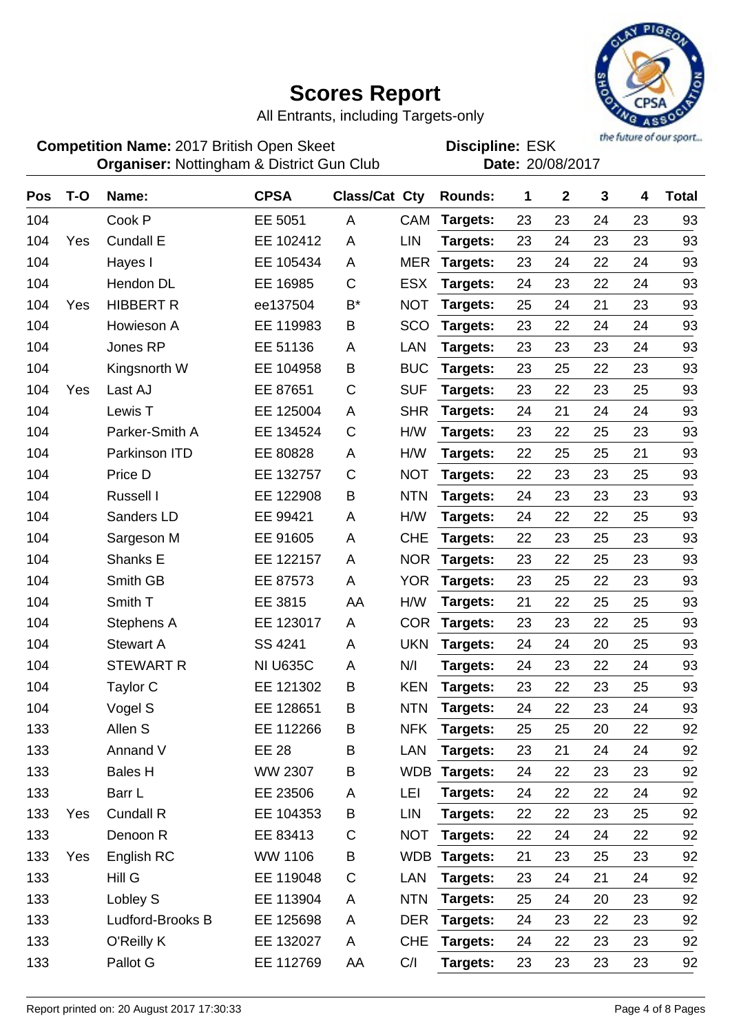# Scores Report

All Entrants, including Targets-only

**Competition Name:** 2017 British Open Skeet
**Organiser:** Nottingham & District Gun Club

**Discipline:** ESK
**Date:** 20/08/2017

| Pos | T-O | Name: | CPSA | Class/Cat | Cty | Rounds: | 1 | 2 | 3 | 4 | Total |
|---|---|---|---|---|---|---|---|---|---|---|---|
| 104 | | Cook P | EE 5051 | A | CAM | Targets: | 23 | 23 | 24 | 23 | 93 |
| 104 | Yes | Cundall E | EE 102412 | A | LIN | Targets: | 23 | 24 | 23 | 23 | 93 |
| 104 | | Hayes I | EE 105434 | A | MER | Targets: | 23 | 24 | 22 | 24 | 93 |
| 104 | | Hendon DL | EE 16985 | C | ESX | Targets: | 24 | 23 | 22 | 24 | 93 |
| 104 | Yes | HIBBERT R | ee137504 | B* | NOT | Targets: | 25 | 24 | 21 | 23 | 93 |
| 104 | | Howieson A | EE 119983 | B | SCO | Targets: | 23 | 22 | 24 | 24 | 93 |
| 104 | | Jones RP | EE 51136 | A | LAN | Targets: | 23 | 23 | 23 | 24 | 93 |
| 104 | | Kingsnorth W | EE 104958 | B | BUC | Targets: | 23 | 25 | 22 | 23 | 93 |
| 104 | Yes | Last AJ | EE 87651 | C | SUF | Targets: | 23 | 22 | 23 | 25 | 93 |
| 104 | | Lewis T | EE 125004 | A | SHR | Targets: | 24 | 21 | 24 | 24 | 93 |
| 104 | | Parker-Smith A | EE 134524 | C | H/W | Targets: | 23 | 22 | 25 | 23 | 93 |
| 104 | | Parkinson ITD | EE 80828 | A | H/W | Targets: | 22 | 25 | 25 | 21 | 93 |
| 104 | | Price D | EE 132757 | C | NOT | Targets: | 22 | 23 | 23 | 25 | 93 |
| 104 | | Russell I | EE 122908 | B | NTN | Targets: | 24 | 23 | 23 | 23 | 93 |
| 104 | | Sanders LD | EE 99421 | A | H/W | Targets: | 24 | 22 | 22 | 25 | 93 |
| 104 | | Sargeson M | EE 91605 | A | CHE | Targets: | 22 | 23 | 25 | 23 | 93 |
| 104 | | Shanks E | EE 122157 | A | NOR | Targets: | 23 | 22 | 25 | 23 | 93 |
| 104 | | Smith GB | EE 87573 | A | YOR | Targets: | 23 | 25 | 22 | 23 | 93 |
| 104 | | Smith T | EE 3815 | AA | H/W | Targets: | 21 | 22 | 25 | 25 | 93 |
| 104 | | Stephens A | EE 123017 | A | COR | Targets: | 23 | 23 | 22 | 25 | 93 |
| 104 | | Stewart A | SS 4241 | A | UKN | Targets: | 24 | 24 | 20 | 25 | 93 |
| 104 | | STEWART R | NI U635C | A | N/I | Targets: | 24 | 23 | 22 | 24 | 93 |
| 104 | | Taylor C | EE 121302 | B | KEN | Targets: | 23 | 22 | 23 | 25 | 93 |
| 104 | | Vogel S | EE 128651 | B | NTN | Targets: | 24 | 22 | 23 | 24 | 93 |
| 133 | | Allen S | EE 112266 | B | NFK | Targets: | 25 | 25 | 20 | 22 | 92 |
| 133 | | Annand V | EE 28 | B | LAN | Targets: | 23 | 21 | 24 | 24 | 92 |
| 133 | | Bales H | WW 2307 | B | WDB | Targets: | 24 | 22 | 23 | 23 | 92 |
| 133 | | Barr L | EE 23506 | A | LEI | Targets: | 24 | 22 | 22 | 24 | 92 |
| 133 | Yes | Cundall R | EE 104353 | B | LIN | Targets: | 22 | 22 | 23 | 25 | 92 |
| 133 | | Denoon R | EE 83413 | C | NOT | Targets: | 22 | 24 | 24 | 22 | 92 |
| 133 | Yes | English RC | WW 1106 | B | WDB | Targets: | 21 | 23 | 25 | 23 | 92 |
| 133 | | Hill G | EE 119048 | C | LAN | Targets: | 23 | 24 | 21 | 24 | 92 |
| 133 | | Lobley S | EE 113904 | A | NTN | Targets: | 25 | 24 | 20 | 23 | 92 |
| 133 | | Ludford-Brooks B | EE 125698 | A | DER | Targets: | 24 | 23 | 22 | 23 | 92 |
| 133 | | O'Reilly K | EE 132027 | A | CHE | Targets: | 24 | 22 | 23 | 23 | 92 |
| 133 | | Pallot G | EE 112769 | AA | C/I | Targets: | 23 | 23 | 23 | 23 | 92 |

Report printed on: 20 August 2017 17:30:33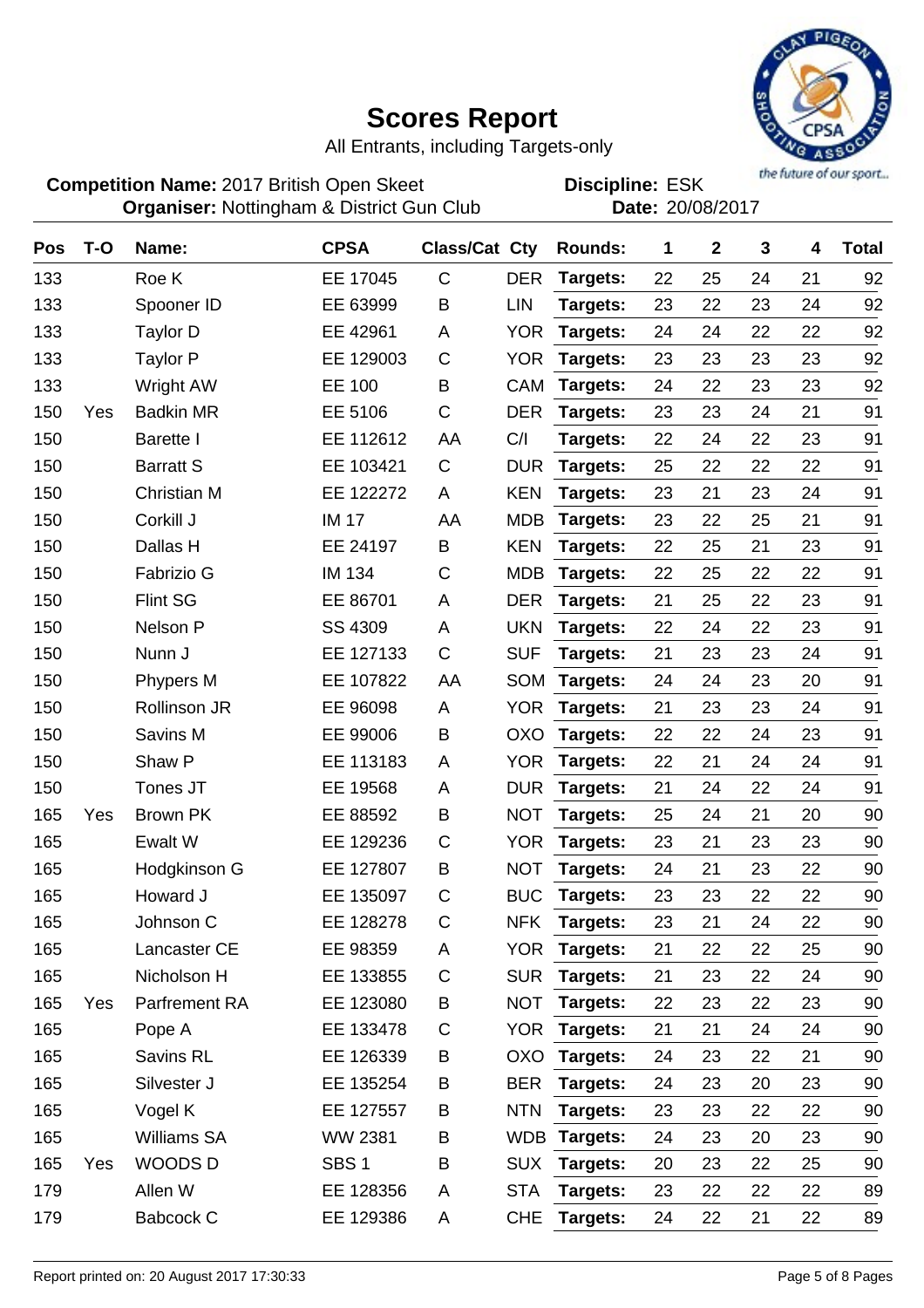# Scores Report

All Entrants, including Targets-only

**Competition Name:** 2017 British Open Skeet
**Organiser:** Nottingham & District Gun Club

**Discipline:** ESK
**Date:** 20/08/2017

| Pos | T-O | Name: | CPSA | Class/Cat | Cty | Rounds: | 1 | 2 | 3 | 4 | Total |
|---|---|---|---|---|---|---|---|---|---|---|---|
| 133 | | Roe K | EE 17045 | C | DER | Targets: | 22 | 25 | 24 | 21 | 92 |
| 133 | | Spooner ID | EE 63999 | B | LIN | Targets: | 23 | 22 | 23 | 24 | 92 |
| 133 | | Taylor D | EE 42961 | A | YOR | Targets: | 24 | 24 | 22 | 22 | 92 |
| 133 | | Taylor P | EE 129003 | C | YOR | Targets: | 23 | 23 | 23 | 23 | 92 |
| 133 | | Wright AW | EE 100 | B | CAM | Targets: | 24 | 22 | 23 | 23 | 92 |
| 150 | Yes | Badkin MR | EE 5106 | C | DER | Targets: | 23 | 23 | 24 | 21 | 91 |
| 150 | | Barette I | EE 112612 | AA | C/I | Targets: | 22 | 24 | 22 | 23 | 91 |
| 150 | | Barratt S | EE 103421 | C | DUR | Targets: | 25 | 22 | 22 | 22 | 91 |
| 150 | | Christian M | EE 122272 | A | KEN | Targets: | 23 | 21 | 23 | 24 | 91 |
| 150 | | Corkill J | IM 17 | AA | MDB | Targets: | 23 | 22 | 25 | 21 | 91 |
| 150 | | Dallas H | EE 24197 | B | KEN | Targets: | 22 | 25 | 21 | 23 | 91 |
| 150 | | Fabrizio G | IM 134 | C | MDB | Targets: | 22 | 25 | 22 | 22 | 91 |
| 150 | | Flint SG | EE 86701 | A | DER | Targets: | 21 | 25 | 22 | 23 | 91 |
| 150 | | Nelson P | SS 4309 | A | UKN | Targets: | 22 | 24 | 22 | 23 | 91 |
| 150 | | Nunn J | EE 127133 | C | SUF | Targets: | 21 | 23 | 23 | 24 | 91 |
| 150 | | Phypers M | EE 107822 | AA | SOM | Targets: | 24 | 24 | 23 | 20 | 91 |
| 150 | | Rollinson JR | EE 96098 | A | YOR | Targets: | 21 | 23 | 23 | 24 | 91 |
| 150 | | Savins M | EE 99006 | B | OXO | Targets: | 22 | 22 | 24 | 23 | 91 |
| 150 | | Shaw P | EE 113183 | A | YOR | Targets: | 22 | 21 | 24 | 24 | 91 |
| 150 | | Tones JT | EE 19568 | A | DUR | Targets: | 21 | 24 | 22 | 24 | 91 |
| 165 | Yes | Brown PK | EE 88592 | B | NOT | Targets: | 25 | 24 | 21 | 20 | 90 |
| 165 | | Ewalt W | EE 129236 | C | YOR | Targets: | 23 | 21 | 23 | 23 | 90 |
| 165 | | Hodgkinson G | EE 127807 | B | NOT | Targets: | 24 | 21 | 23 | 22 | 90 |
| 165 | | Howard J | EE 135097 | C | BUC | Targets: | 23 | 23 | 22 | 22 | 90 |
| 165 | | Johnson C | EE 128278 | C | NFK | Targets: | 23 | 21 | 24 | 22 | 90 |
| 165 | | Lancaster CE | EE 98359 | A | YOR | Targets: | 21 | 22 | 22 | 25 | 90 |
| 165 | | Nicholson H | EE 133855 | C | SUR | Targets: | 21 | 23 | 22 | 24 | 90 |
| 165 | Yes | Parfrement RA | EE 123080 | B | NOT | Targets: | 22 | 23 | 22 | 23 | 90 |
| 165 | | Pope A | EE 133478 | C | YOR | Targets: | 21 | 21 | 24 | 24 | 90 |
| 165 | | Savins RL | EE 126339 | B | OXO | Targets: | 24 | 23 | 22 | 21 | 90 |
| 165 | | Silvester J | EE 135254 | B | BER | Targets: | 24 | 23 | 20 | 23 | 90 |
| 165 | | Vogel K | EE 127557 | B | NTN | Targets: | 23 | 23 | 22 | 22 | 90 |
| 165 | | Williams SA | WW 2381 | B | WDB | Targets: | 24 | 23 | 20 | 23 | 90 |
| 165 | Yes | WOODS D | SBS 1 | B | SUX | Targets: | 20 | 23 | 22 | 25 | 90 |
| 179 | | Allen W | EE 128356 | A | STA | Targets: | 23 | 22 | 22 | 22 | 89 |
| 179 | | Babcock C | EE 129386 | A | CHE | Targets: | 24 | 22 | 21 | 22 | 89 |

Report printed on: 20 August 2017 17:30:33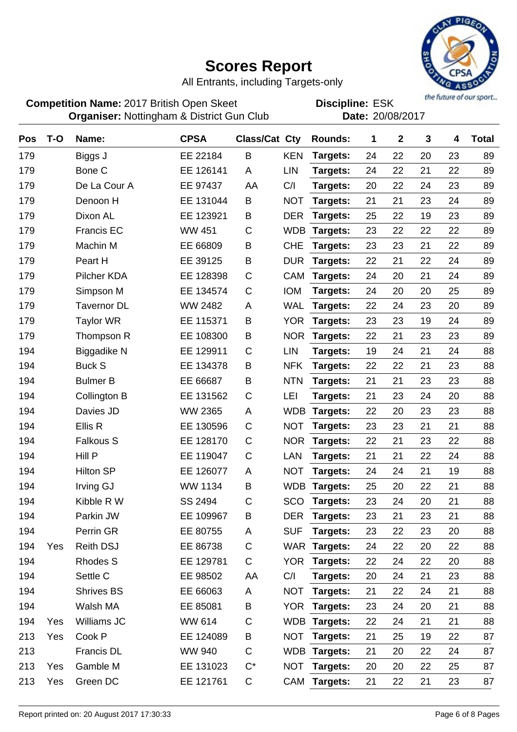# Scores Report

All Entrants, including Targets-only

**Competition Name:** 2017 British Open Skeet
**Organiser:** Nottingham & District Gun Club

**Discipline:** ESK
**Date:** 20/08/2017

| Pos | T-O | Name: | CPSA | Class/Cat | Cty | Rounds: | 1 | 2 | 3 | 4 | Total |
|---|---|---|---|---|---|---|---|---|---|---|---|
| 179 | | Biggs J | EE 22184 | B | KEN | Targets: | 24 | 22 | 20 | 23 | 89 |
| 179 | | Bone C | EE 126141 | A | LIN | Targets: | 24 | 22 | 21 | 22 | 89 |
| 179 | | De La Cour A | EE 97437 | AA | C/I | Targets: | 20 | 22 | 24 | 23 | 89 |
| 179 | | Denoon H | EE 131044 | B | NOT | Targets: | 21 | 21 | 23 | 24 | 89 |
| 179 | | Dixon AL | EE 123921 | B | DER | Targets: | 25 | 22 | 19 | 23 | 89 |
| 179 | | Francis EC | WW 451 | C | WDB | Targets: | 23 | 22 | 22 | 22 | 89 |
| 179 | | Machin M | EE 66809 | B | CHE | Targets: | 23 | 23 | 21 | 22 | 89 |
| 179 | | Peart H | EE 39125 | B | DUR | Targets: | 22 | 21 | 22 | 24 | 89 |
| 179 | | Pilcher KDA | EE 128398 | C | CAM | Targets: | 24 | 20 | 21 | 24 | 89 |
| 179 | | Simpson M | EE 134574 | C | IOM | Targets: | 24 | 20 | 20 | 25 | 89 |
| 179 | | Tavernor DL | WW 2482 | A | WAL | Targets: | 22 | 24 | 23 | 20 | 89 |
| 179 | | Taylor WR | EE 115371 | B | YOR | Targets: | 23 | 23 | 19 | 24 | 89 |
| 179 | | Thompson R | EE 108300 | B | NOR | Targets: | 22 | 21 | 23 | 23 | 89 |
| 194 | | Biggadike N | EE 129911 | C | LIN | Targets: | 19 | 24 | 21 | 24 | 88 |
| 194 | | Buck S | EE 134378 | B | NFK | Targets: | 22 | 22 | 21 | 23 | 88 |
| 194 | | Bulmer B | EE 66687 | B | NTN | Targets: | 21 | 21 | 23 | 23 | 88 |
| 194 | | Collington B | EE 131562 | C | LEI | Targets: | 21 | 23 | 24 | 20 | 88 |
| 194 | | Davies JD | WW 2365 | A | WDB | Targets: | 22 | 20 | 23 | 23 | 88 |
| 194 | | Ellis R | EE 130596 | C | NOT | Targets: | 23 | 23 | 21 | 21 | 88 |
| 194 | | Falkous S | EE 128170 | C | NOR | Targets: | 22 | 21 | 23 | 22 | 88 |
| 194 | | Hill P | EE 119047 | C | LAN | Targets: | 21 | 21 | 22 | 24 | 88 |
| 194 | | Hilton SP | EE 126077 | A | NOT | Targets: | 24 | 24 | 21 | 19 | 88 |
| 194 | | Irving GJ | WW 1134 | B | WDB | Targets: | 25 | 20 | 22 | 21 | 88 |
| 194 | | Kibble R W | SS 2494 | C | SCO | Targets: | 23 | 24 | 20 | 21 | 88 |
| 194 | | Parkin JW | EE 109967 | B | DER | Targets: | 23 | 21 | 23 | 21 | 88 |
| 194 | | Perrin GR | EE 80755 | A | SUF | Targets: | 23 | 22 | 23 | 20 | 88 |
| 194 | Yes | Reith DSJ | EE 86738 | C | WAR | Targets: | 24 | 22 | 20 | 22 | 88 |
| 194 | | Rhodes S | EE 129781 | C | YOR | Targets: | 22 | 24 | 22 | 20 | 88 |
| 194 | | Settle C | EE 98502 | AA | C/I | Targets: | 20 | 24 | 21 | 23 | 88 |
| 194 | | Shrives BS | EE 66063 | A | NOT | Targets: | 21 | 22 | 24 | 21 | 88 |
| 194 | | Walsh MA | EE 85081 | B | YOR | Targets: | 23 | 24 | 20 | 21 | 88 |
| 194 | Yes | Williams JC | WW 614 | C | WDB | Targets: | 22 | 24 | 21 | 21 | 88 |
| 213 | Yes | Cook P | EE 124089 | B | NOT | Targets: | 21 | 25 | 19 | 22 | 87 |
| 213 | | Francis DL | WW 940 | C | WDB | Targets: | 21 | 20 | 22 | 24 | 87 |
| 213 | Yes | Gamble M | EE 131023 | C* | NOT | Targets: | 20 | 20 | 22 | 25 | 87 |
| 213 | Yes | Green DC | EE 121761 | C | CAM | Targets: | 21 | 22 | 21 | 23 | 87 |

Report printed on: 20 August 2017 17:30:33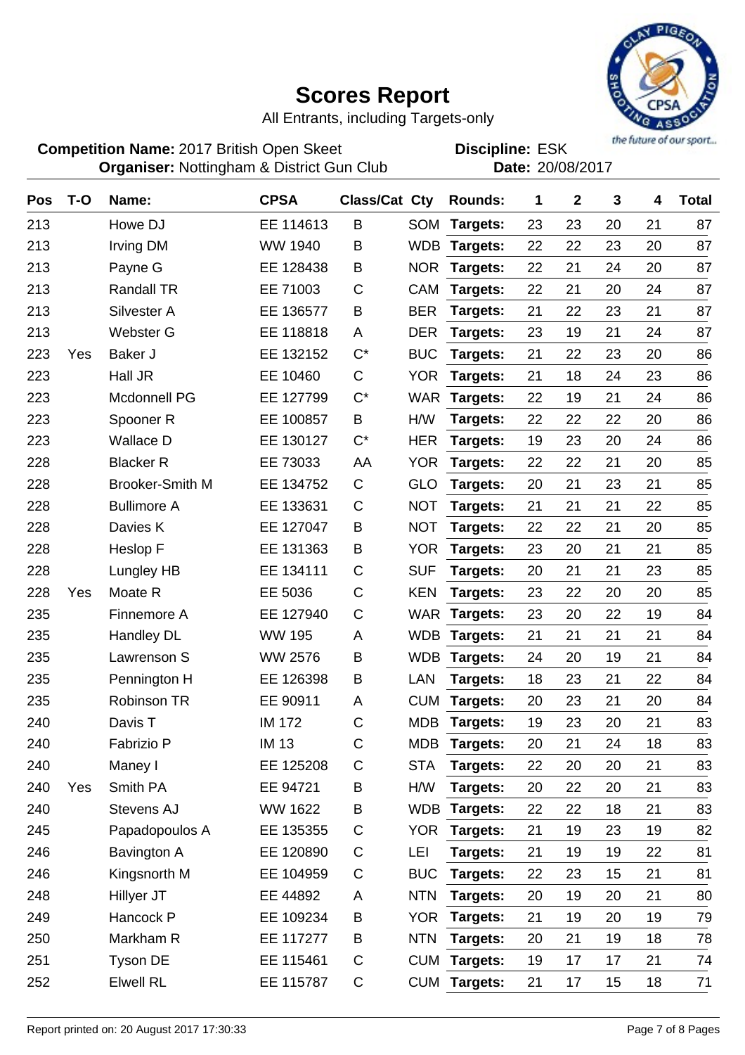# Scores Report

All Entrants, including Targets-only

**Competition Name:** 2017 British Open Skeet
**Organiser:** Nottingham & District Gun Club

**Discipline:** ESK
**Date:** 20/08/2017

| Pos | T-O | Name: | CPSA | Class/Cat | Cty | Rounds: | 1 | 2 | 3 | 4 | Total |
|---|---|---|---|---|---|---|---|---|---|---|---|
| 213 | | Howe DJ | EE 114613 | B | SOM | Targets: | 23 | 23 | 20 | 21 | 87 |
| 213 | | Irving DM | WW 1940 | B | WDB | Targets: | 22 | 22 | 23 | 20 | 87 |
| 213 | | Payne G | EE 128438 | B | NOR | Targets: | 22 | 21 | 24 | 20 | 87 |
| 213 | | Randall TR | EE 71003 | C | CAM | Targets: | 22 | 21 | 20 | 24 | 87 |
| 213 | | Silvester A | EE 136577 | B | BER | Targets: | 21 | 22 | 23 | 21 | 87 |
| 213 | | Webster G | EE 118818 | A | DER | Targets: | 23 | 19 | 21 | 24 | 87 |
| 223 | Yes | Baker J | EE 132152 | C* | BUC | Targets: | 21 | 22 | 23 | 20 | 86 |
| 223 | | Hall JR | EE 10460 | C | YOR | Targets: | 21 | 18 | 24 | 23 | 86 |
| 223 | | Mcdonnell PG | EE 127799 | C* | WAR | Targets: | 22 | 19 | 21 | 24 | 86 |
| 223 | | Spooner R | EE 100857 | B | H/W | Targets: | 22 | 22 | 22 | 20 | 86 |
| 223 | | Wallace D | EE 130127 | C* | HER | Targets: | 19 | 23 | 20 | 24 | 86 |
| 228 | | Blacker R | EE 73033 | AA | YOR | Targets: | 22 | 22 | 21 | 20 | 85 |
| 228 | | Brooker-Smith M | EE 134752 | C | GLO | Targets: | 20 | 21 | 23 | 21 | 85 |
| 228 | | Bullimore A | EE 133631 | C | NOT | Targets: | 21 | 21 | 21 | 22 | 85 |
| 228 | | Davies K | EE 127047 | B | NOT | Targets: | 22 | 22 | 21 | 20 | 85 |
| 228 | | Heslop F | EE 131363 | B | YOR | Targets: | 23 | 20 | 21 | 21 | 85 |
| 228 | | Lungley HB | EE 134111 | C | SUF | Targets: | 20 | 21 | 21 | 23 | 85 |
| 228 | Yes | Moate R | EE 5036 | C | KEN | Targets: | 23 | 22 | 20 | 20 | 85 |
| 235 | | Finnemore A | EE 127940 | C | WAR | Targets: | 23 | 20 | 22 | 19 | 84 |
| 235 | | Handley DL | WW 195 | A | WDB | Targets: | 21 | 21 | 21 | 21 | 84 |
| 235 | | Lawrenson S | WW 2576 | B | WDB | Targets: | 24 | 20 | 19 | 21 | 84 |
| 235 | | Pennington H | EE 126398 | B | LAN | Targets: | 18 | 23 | 21 | 22 | 84 |
| 235 | | Robinson TR | EE 90911 | A | CUM | Targets: | 20 | 23 | 21 | 20 | 84 |
| 240 | | Davis T | IM 172 | C | MDB | Targets: | 19 | 23 | 20 | 21 | 83 |
| 240 | | Fabrizio P | IM 13 | C | MDB | Targets: | 20 | 21 | 24 | 18 | 83 |
| 240 | | Maney I | EE 125208 | C | STA | Targets: | 22 | 20 | 20 | 21 | 83 |
| 240 | Yes | Smith PA | EE 94721 | B | H/W | Targets: | 20 | 22 | 20 | 21 | 83 |
| 240 | | Stevens AJ | WW 1622 | B | WDB | Targets: | 22 | 22 | 18 | 21 | 83 |
| 245 | | Papadopoulos A | EE 135355 | C | YOR | Targets: | 21 | 19 | 23 | 19 | 82 |
| 246 | | Bavington A | EE 120890 | C | LEI | Targets: | 21 | 19 | 19 | 22 | 81 |
| 246 | | Kingsnorth M | EE 104959 | C | BUC | Targets: | 22 | 23 | 15 | 21 | 81 |
| 248 | | Hillyer JT | EE 44892 | A | NTN | Targets: | 20 | 19 | 20 | 21 | 80 |
| 249 | | Hancock P | EE 109234 | B | YOR | Targets: | 21 | 19 | 20 | 19 | 79 |
| 250 | | Markham R | EE 117277 | B | NTN | Targets: | 20 | 21 | 19 | 18 | 78 |
| 251 | | Tyson DE | EE 115461 | C | CUM | Targets: | 19 | 17 | 17 | 21 | 74 |
| 252 | | Elwell RL | EE 115787 | C | CUM | Targets: | 21 | 17 | 15 | 18 | 71 |

Report printed on: 20 August 2017 17:30:33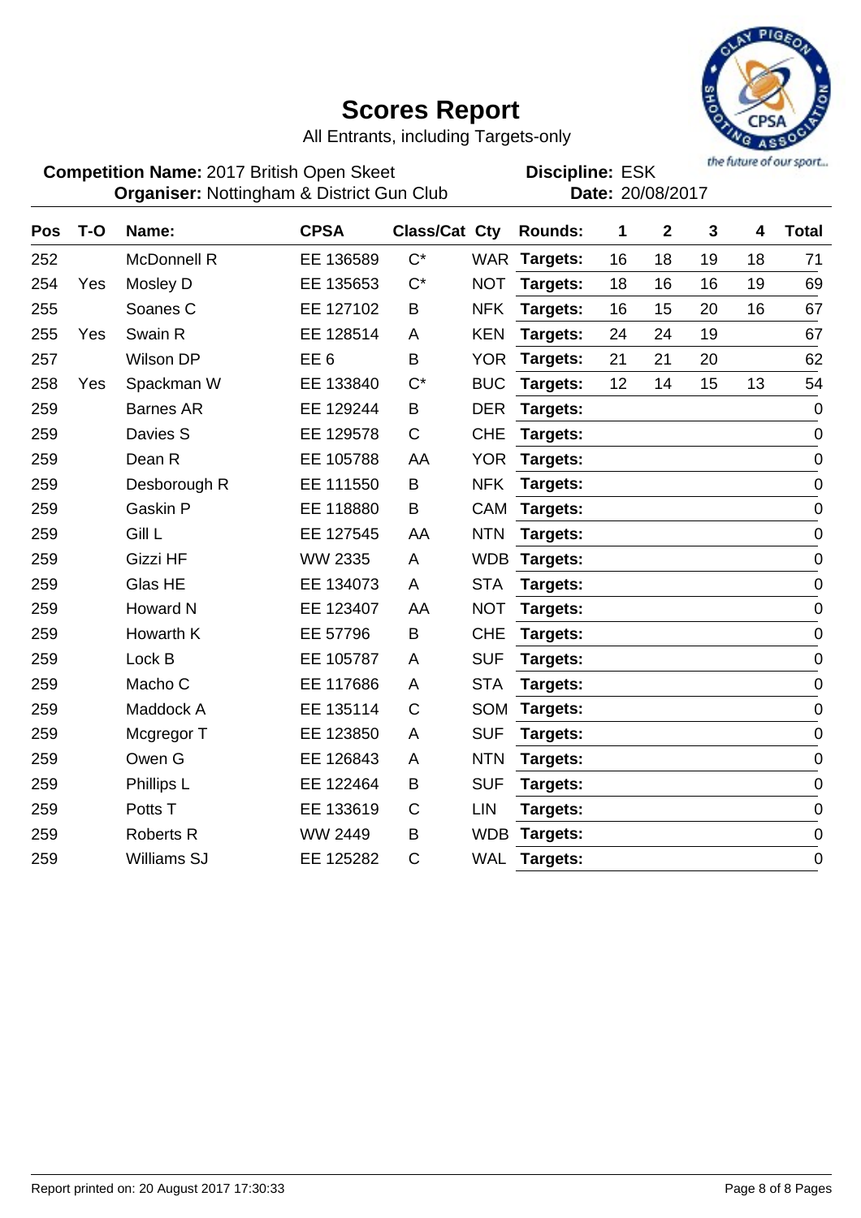# Scores Report

All Entrants, including Targets-only

**Competition Name:** 2017 British Open Skeet
**Organiser:** Nottingham & District Gun Club

**Discipline:** ESK
**Date:** 20/08/2017

the future of our sport...

| Pos | T-O | Name: | CPSA | Class/Cat | Cty | Rounds: | 1 | 2 | 3 | 4 | Total |
|---|---|---|---|---|---|---|---|---|---|---|---|
| 252 | | McDonnell R | EE 136589 | C* | WAR | Targets: | 16 | 18 | 19 | 18 | 71 |
| 254 | Yes | Mosley D | EE 135653 | C* | NOT | Targets: | 18 | 16 | 16 | 19 | 69 |
| 255 | | Soanes C | EE 127102 | B | NFK | Targets: | 16 | 15 | 20 | 16 | 67 |
| 255 | Yes | Swain R | EE 128514 | A | KEN | Targets: | 24 | 24 | 19 | | 67 |
| 257 | | Wilson DP | EE 6 | B | YOR | Targets: | 21 | 21 | 20 | | 62 |
| 258 | Yes | Spackman W | EE 133840 | C* | BUC | Targets: | 12 | 14 | 15 | 13 | 54 |
| 259 | | Barnes AR | EE 129244 | B | DER | Targets: | | | | | 0 |
| 259 | | Davies S | EE 129578 | C | CHE | Targets: | | | | | 0 |
| 259 | | Dean R | EE 105788 | AA | YOR | Targets: | | | | | 0 |
| 259 | | Desborough R | EE 111550 | B | NFK | Targets: | | | | | 0 |
| 259 | | Gaskin P | EE 118880 | B | CAM | Targets: | | | | | 0 |
| 259 | | Gill L | EE 127545 | AA | NTN | Targets: | | | | | 0 |
| 259 | | Gizzi HF | WW 2335 | A | WDB | Targets: | | | | | 0 |
| 259 | | Glas HE | EE 134073 | A | STA | Targets: | | | | | 0 |
| 259 | | Howard N | EE 123407 | AA | NOT | Targets: | | | | | 0 |
| 259 | | Howarth K | EE 57796 | B | CHE | Targets: | | | | | 0 |
| 259 | | Lock B | EE 105787 | A | SUF | Targets: | | | | | 0 |
| 259 | | Macho C | EE 117686 | A | STA | Targets: | | | | | 0 |
| 259 | | Maddock A | EE 135114 | C | SOM | Targets: | | | | | 0 |
| 259 | | Mcgregor T | EE 123850 | A | SUF | Targets: | | | | | 0 |
| 259 | | Owen G | EE 126843 | A | NTN | Targets: | | | | | 0 |
| 259 | | Phillips L | EE 122464 | B | SUF | Targets: | | | | | 0 |
| 259 | | Potts T | EE 133619 | C | LIN | Targets: | | | | | 0 |
| 259 | | Roberts R | WW 2449 | B | WDB | Targets: | | | | | 0 |
| 259 | | Williams SJ | EE 125282 | C | WAL | Targets: | | | | | 0 |

Report printed on: 20 August 2017 17:30:33